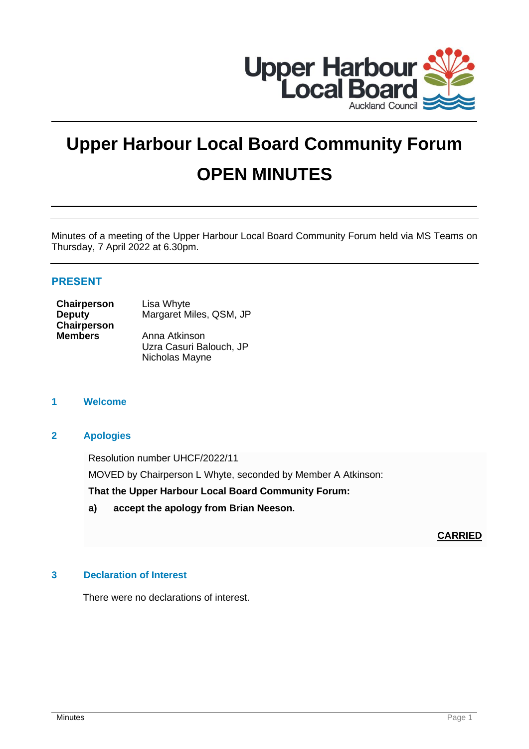# Upper Harbour Local Board Community Forum

# OPEN MINUTES

Minutes of a meeting of the Upper Harbour Local Board Community Forum held via MS Teams on Thursday, 7 April 2022 at 6.30pm.

## PRESENT

| | |
|---|---|
| **Chairperson** | Lisa Whyte |
| **Deputy Chairperson** | Margaret Miles, QSM, JP |
| **Members** | Anna Atkinson |
| | Uzra Casuri Balouch, JP |
| | Nicholas Mayne |

## 1 Welcome

## 2 Apologies

Resolution number UHCF/2022/11

MOVED by Chairperson L Whyte, seconded by Member A Atkinson:

**That the Upper Harbour Local Board Community Forum:**

**a) accept the apology from Brian Neeson.**

**CARRIED**

## 3 Declaration of Interest

There were no declarations of interest.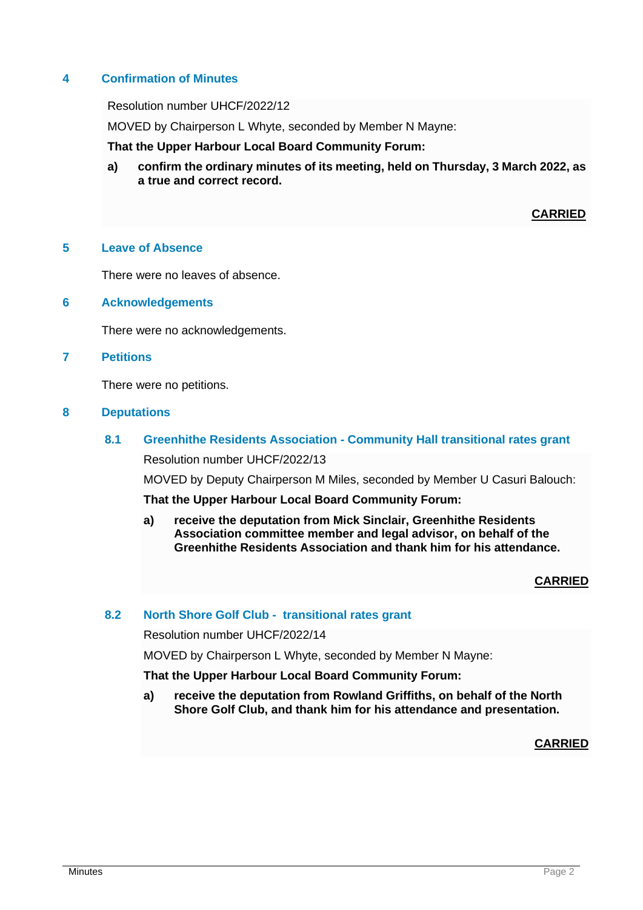## 4 Confirmation of Minutes

Resolution number UHCF/2022/12

MOVED by Chairperson L Whyte, seconded by Member N Mayne:

**That the Upper Harbour Local Board Community Forum:**

**a) confirm the ordinary minutes of its meeting, held on Thursday, 3 March 2022, as a true and correct record.**

**CARRIED**

## 5 Leave of Absence

There were no leaves of absence.

## 6 Acknowledgements

There were no acknowledgements.

## 7 Petitions

There were no petitions.

## 8 Deputations

### 8.1 Greenhithe Residents Association - Community Hall transitional rates grant

Resolution number UHCF/2022/13

MOVED by Deputy Chairperson M Miles, seconded by Member U Casuri Balouch:

**That the Upper Harbour Local Board Community Forum:**

**a) receive the deputation from Mick Sinclair, Greenhithe Residents Association committee member and legal advisor, on behalf of the Greenhithe Residents Association and thank him for his attendance.**

**CARRIED**

### 8.2 North Shore Golf Club - transitional rates grant

Resolution number UHCF/2022/14

MOVED by Chairperson L Whyte, seconded by Member N Mayne:

**That the Upper Harbour Local Board Community Forum:**

**a) receive the deputation from Rowland Griffiths, on behalf of the North Shore Golf Club, and thank him for his attendance and presentation.**

**CARRIED**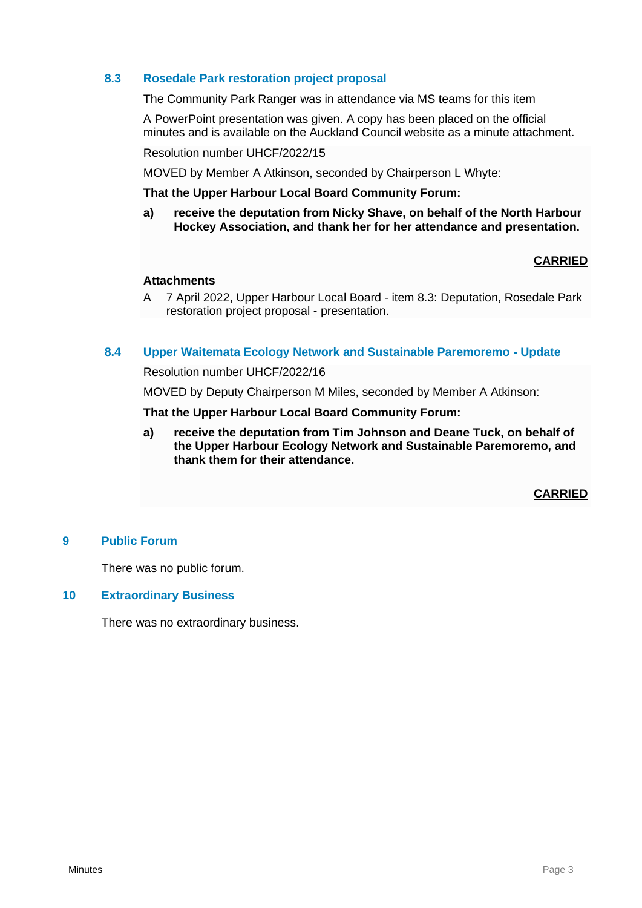### 8.3 Rosedale Park restoration project proposal

The Community Park Ranger was in attendance via MS teams for this item

A PowerPoint presentation was given. A copy has been placed on the official minutes and is available on the Auckland Council website as a minute attachment.

Resolution number UHCF/2022/15

MOVED by Member A Atkinson, seconded by Chairperson L Whyte:

**That the Upper Harbour Local Board Community Forum:**

**a) receive the deputation from Nicky Shave, on behalf of the North Harbour Hockey Association, and thank her for her attendance and presentation.**

**CARRIED**

**Attachments**

A 7 April 2022, Upper Harbour Local Board - item 8.3: Deputation, Rosedale Park restoration project proposal - presentation.

### 8.4 Upper Waitemata Ecology Network and Sustainable Paremoremo - Update

Resolution number UHCF/2022/16

MOVED by Deputy Chairperson M Miles, seconded by Member A Atkinson:

**That the Upper Harbour Local Board Community Forum:**

**a) receive the deputation from Tim Johnson and Deane Tuck, on behalf of the Upper Harbour Ecology Network and Sustainable Paremoremo, and thank them for their attendance.**

**CARRIED**

## 9 Public Forum

There was no public forum.

## 10 Extraordinary Business

There was no extraordinary business.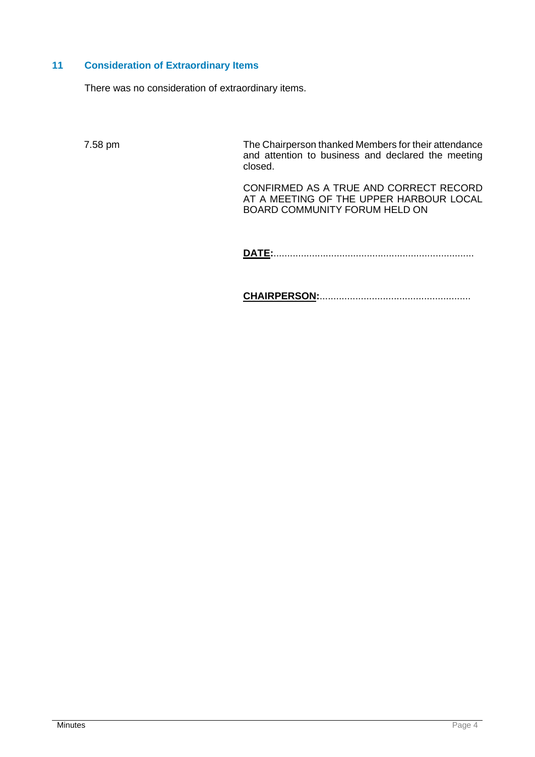## 11 Consideration of Extraordinary Items

There was no consideration of extraordinary items.

7.58 pm

The Chairperson thanked Members for their attendance and attention to business and declared the meeting closed.

CONFIRMED AS A TRUE AND CORRECT RECORD AT A MEETING OF THE UPPER HARBOUR LOCAL BOARD COMMUNITY FORUM HELD ON

**DATE:**.........................................................................

**CHAIRPERSON:**.......................................................